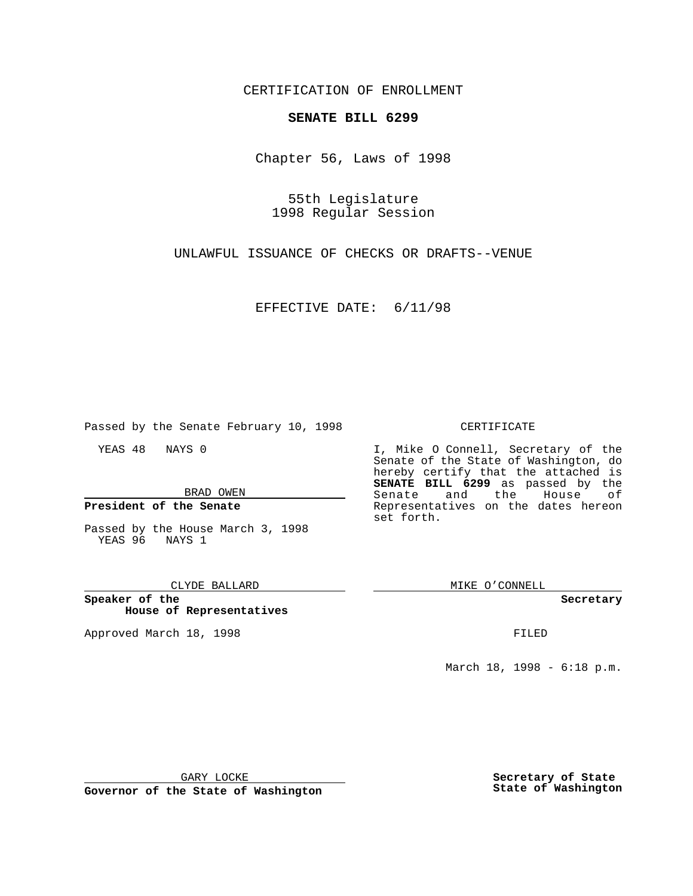CERTIFICATION OF ENROLLMENT

**SENATE BILL 6299**

Chapter 56, Laws of 1998

55th Legislature
1998 Regular Session

UNLAWFUL ISSUANCE OF CHECKS OR DRAFTS--VENUE

EFFECTIVE DATE: 6/11/98

Passed by the Senate February 10, 1998

YEAS 48 NAYS 0

BRAD OWEN

**President of the Senate**

Passed by the House March 3, 1998
YEAS 96 NAYS 1

CLYDE BALLARD

**Speaker of the House of Representatives**

Approved March 18, 1998

GARY LOCKE

**Governor of the State of Washington**

CERTIFICATE

I, Mike O Connell, Secretary of the Senate of the State of Washington, do hereby certify that the attached is **SENATE BILL 6299** as passed by the Senate and the House of Representatives on the dates hereon set forth.

MIKE O'CONNELL

**Secretary**

FILED

March 18, 1998 - 6:18 p.m.

**Secretary of State**
**State of Washington**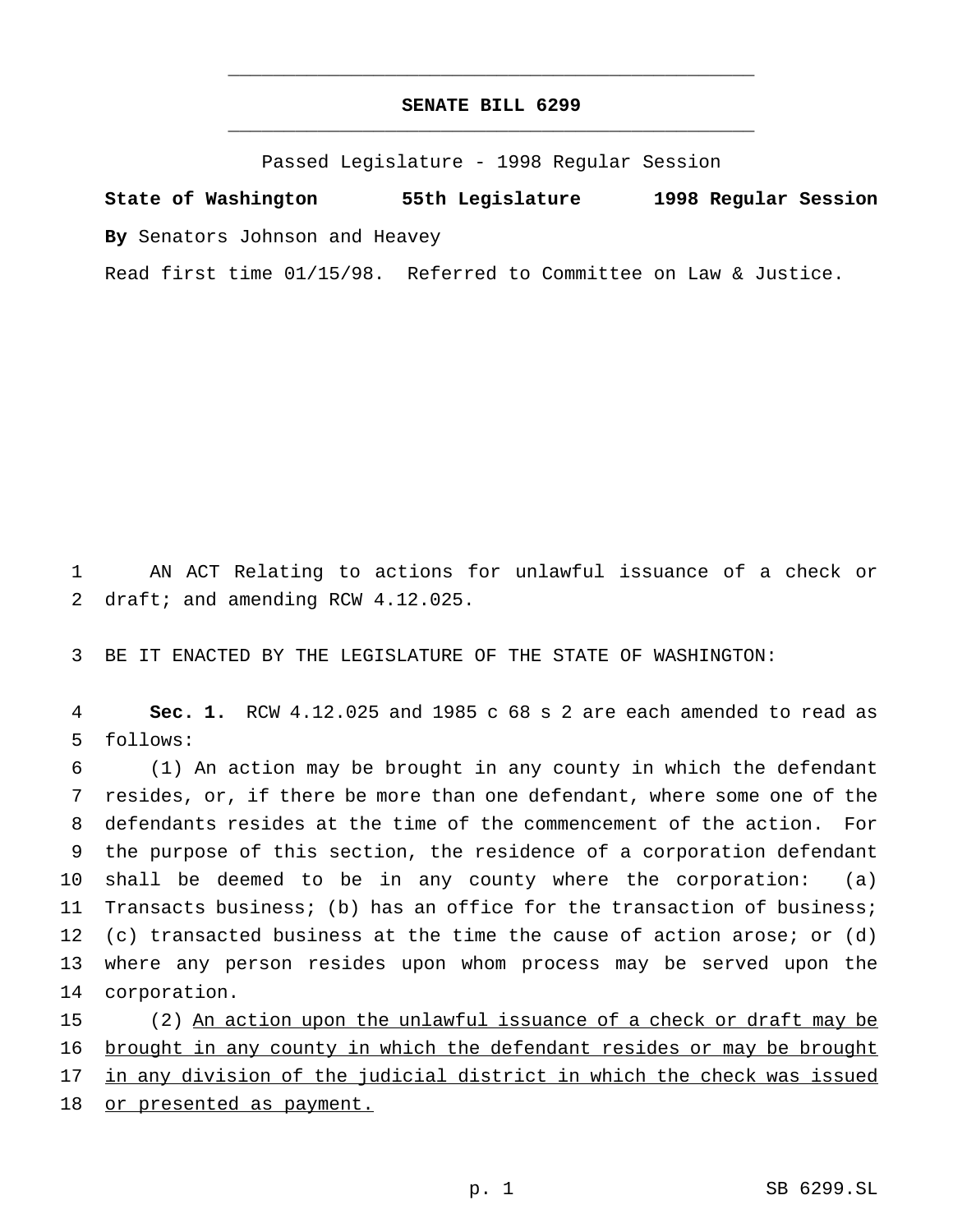# SENATE BILL 6299

Passed Legislature - 1998 Regular Session

**State of Washington 55th Legislature 1998 Regular Session**

**By** Senators Johnson and Heavey

Read first time 01/15/98. Referred to Committee on Law & Justice.

AN ACT Relating to actions for unlawful issuance of a check or draft; and amending RCW 4.12.025.

BE IT ENACTED BY THE LEGISLATURE OF THE STATE OF WASHINGTON:

**Sec. 1.** RCW 4.12.025 and 1985 c 68 s 2 are each amended to read as follows:

(1) An action may be brought in any county in which the defendant resides, or, if there be more than one defendant, where some one of the defendants resides at the time of the commencement of the action. For the purpose of this section, the residence of a corporation defendant shall be deemed to be in any county where the corporation: (a) Transacts business; (b) has an office for the transaction of business; (c) transacted business at the time the cause of action arose; or (d) where any person resides upon whom process may be served upon the corporation.

(2) <u>An action upon the unlawful issuance of a check or draft may be brought in any county in which the defendant resides or may be brought in any division of the judicial district in which the check was issued or presented as payment.</u>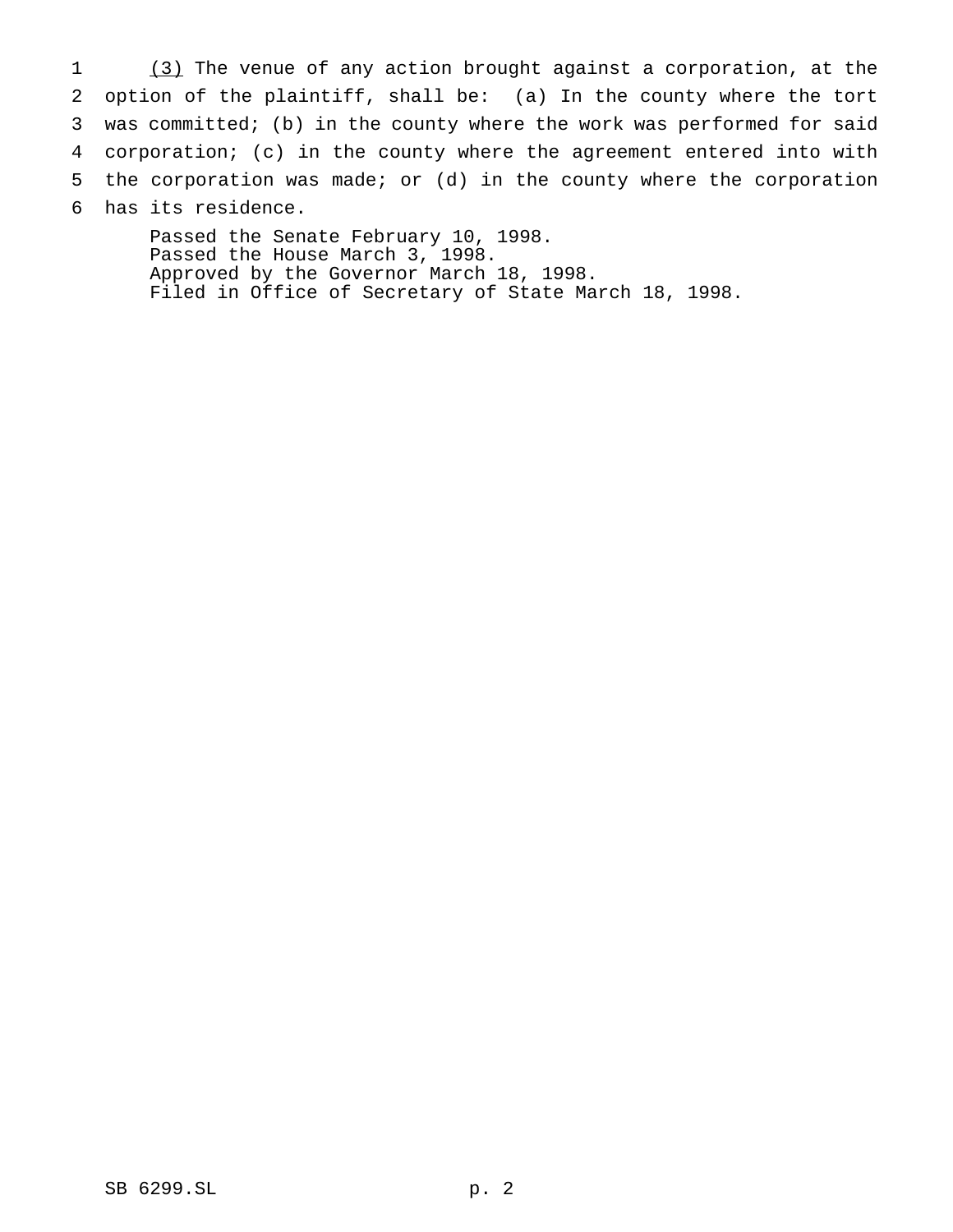(3) The venue of any action brought against a corporation, at the option of the plaintiff, shall be: (a) In the county where the tort was committed; (b) in the county where the work was performed for said corporation; (c) in the county where the agreement entered into with the corporation was made; or (d) in the county where the corporation has its residence.

Passed the Senate February 10, 1998.
Passed the House March 3, 1998.
Approved by the Governor March 18, 1998.
Filed in Office of Secretary of State March 18, 1998.